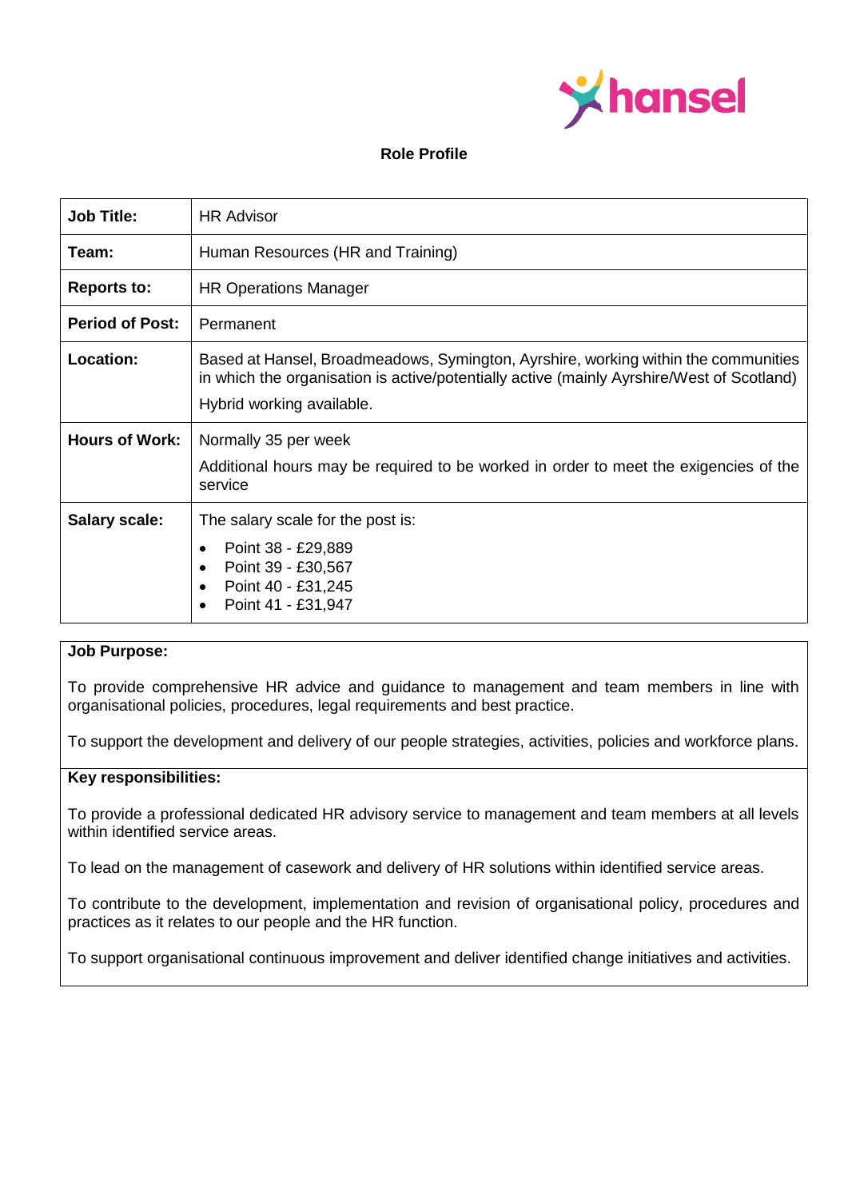hansel

## Role Profile

| | |
|---|---|
| **Job Title:** | HR Advisor |
| **Team:** | Human Resources (HR and Training) |
| **Reports to:** | HR Operations Manager |
| **Period of Post:** | Permanent |
| **Location:** | Based at Hansel, Broadmeadows, Symington, Ayrshire, working within the communities in which the organisation is active/potentially active (mainly Ayrshire/West of Scotland)<br><br>Hybrid working available. |
| **Hours of Work:** | Normally 35 per week<br><br>Additional hours may be required to be worked in order to meet the exigencies of the service |
| **Salary scale:** | The salary scale for the post is:<br>• Point 38 - £29,889<br>• Point 39 - £30,567<br>• Point 40 - £31,245<br>• Point 41 - £31,947 |

**Job Purpose:**

To provide comprehensive HR advice and guidance to management and team members in line with organisational policies, procedures, legal requirements and best practice.

To support the development and delivery of our people strategies, activities, policies and workforce plans.

**Key responsibilities:**

To provide a professional dedicated HR advisory service to management and team members at all levels within identified service areas.

To lead on the management of casework and delivery of HR solutions within identified service areas.

To contribute to the development, implementation and revision of organisational policy, procedures and practices as it relates to our people and the HR function.

To support organisational continuous improvement and deliver identified change initiatives and activities.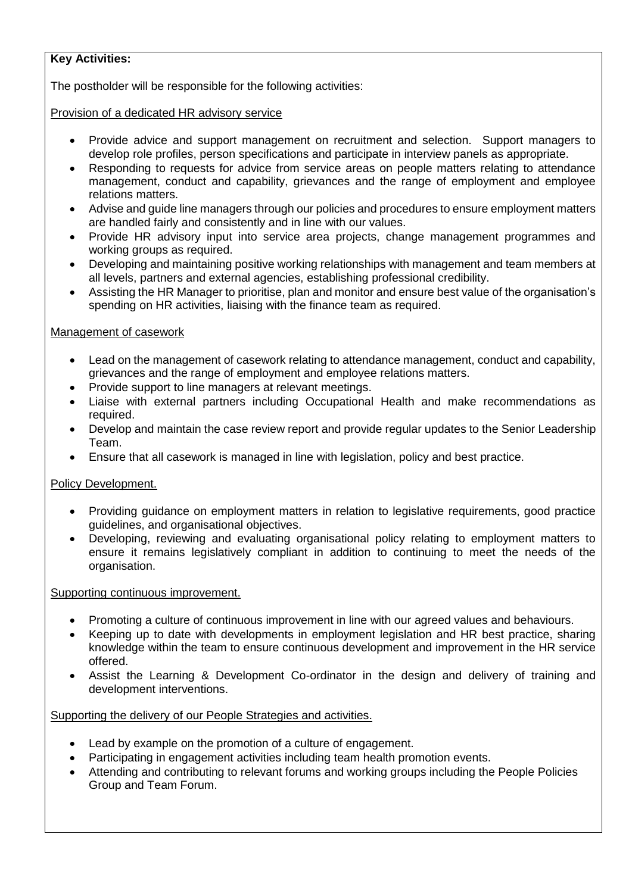**Key Activities:**

The postholder will be responsible for the following activities:

Provision of a dedicated HR advisory service

- Provide advice and support management on recruitment and selection. Support managers to develop role profiles, person specifications and participate in interview panels as appropriate.
- Responding to requests for advice from service areas on people matters relating to attendance management, conduct and capability, grievances and the range of employment and employee relations matters.
- Advise and guide line managers through our policies and procedures to ensure employment matters are handled fairly and consistently and in line with our values.
- Provide HR advisory input into service area projects, change management programmes and working groups as required.
- Developing and maintaining positive working relationships with management and team members at all levels, partners and external agencies, establishing professional credibility.
- Assisting the HR Manager to prioritise, plan and monitor and ensure best value of the organisation's spending on HR activities, liaising with the finance team as required.

Management of casework

- Lead on the management of casework relating to attendance management, conduct and capability, grievances and the range of employment and employee relations matters.
- Provide support to line managers at relevant meetings.
- Liaise with external partners including Occupational Health and make recommendations as required.
- Develop and maintain the case review report and provide regular updates to the Senior Leadership Team.
- Ensure that all casework is managed in line with legislation, policy and best practice.

Policy Development.

- Providing guidance on employment matters in relation to legislative requirements, good practice guidelines, and organisational objectives.
- Developing, reviewing and evaluating organisational policy relating to employment matters to ensure it remains legislatively compliant in addition to continuing to meet the needs of the organisation.

Supporting continuous improvement.

- Promoting a culture of continuous improvement in line with our agreed values and behaviours.
- Keeping up to date with developments in employment legislation and HR best practice, sharing knowledge within the team to ensure continuous development and improvement in the HR service offered.
- Assist the Learning & Development Co-ordinator in the design and delivery of training and development interventions.

Supporting the delivery of our People Strategies and activities.

- Lead by example on the promotion of a culture of engagement.
- Participating in engagement activities including team health promotion events.
- Attending and contributing to relevant forums and working groups including the People Policies Group and Team Forum.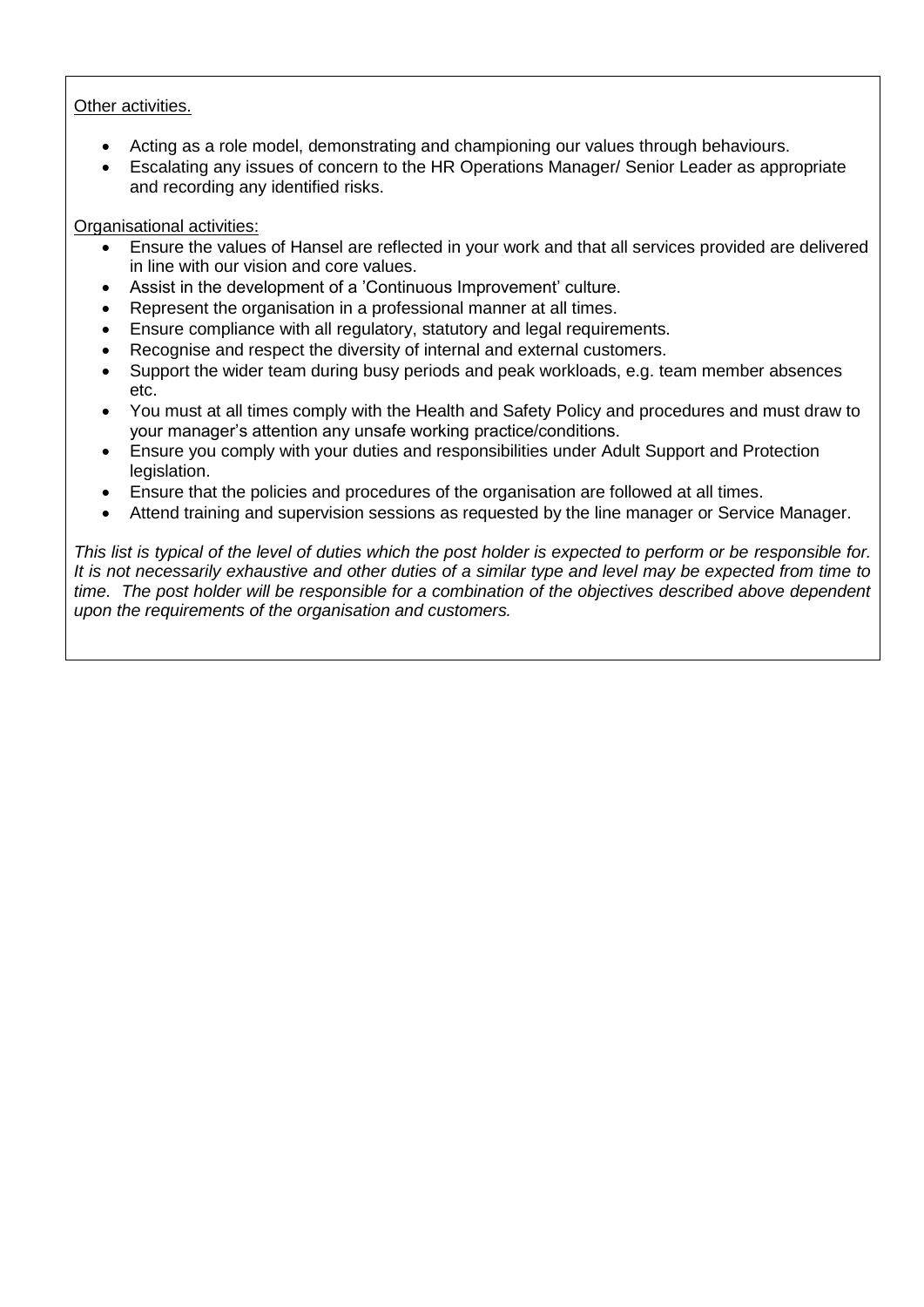Other activities.

- Acting as a role model, demonstrating and championing our values through behaviours.
- Escalating any issues of concern to the HR Operations Manager/ Senior Leader as appropriate and recording any identified risks.

Organisational activities:

- Ensure the values of Hansel are reflected in your work and that all services provided are delivered in line with our vision and core values.
- Assist in the development of a 'Continuous Improvement' culture.
- Represent the organisation in a professional manner at all times.
- Ensure compliance with all regulatory, statutory and legal requirements.
- Recognise and respect the diversity of internal and external customers.
- Support the wider team during busy periods and peak workloads, e.g. team member absences etc.
- You must at all times comply with the Health and Safety Policy and procedures and must draw to your manager's attention any unsafe working practice/conditions.
- Ensure you comply with your duties and responsibilities under Adult Support and Protection legislation.
- Ensure that the policies and procedures of the organisation are followed at all times.
- Attend training and supervision sessions as requested by the line manager or Service Manager.

*This list is typical of the level of duties which the post holder is expected to perform or be responsible for. It is not necessarily exhaustive and other duties of a similar type and level may be expected from time to time. The post holder will be responsible for a combination of the objectives described above dependent upon the requirements of the organisation and customers.*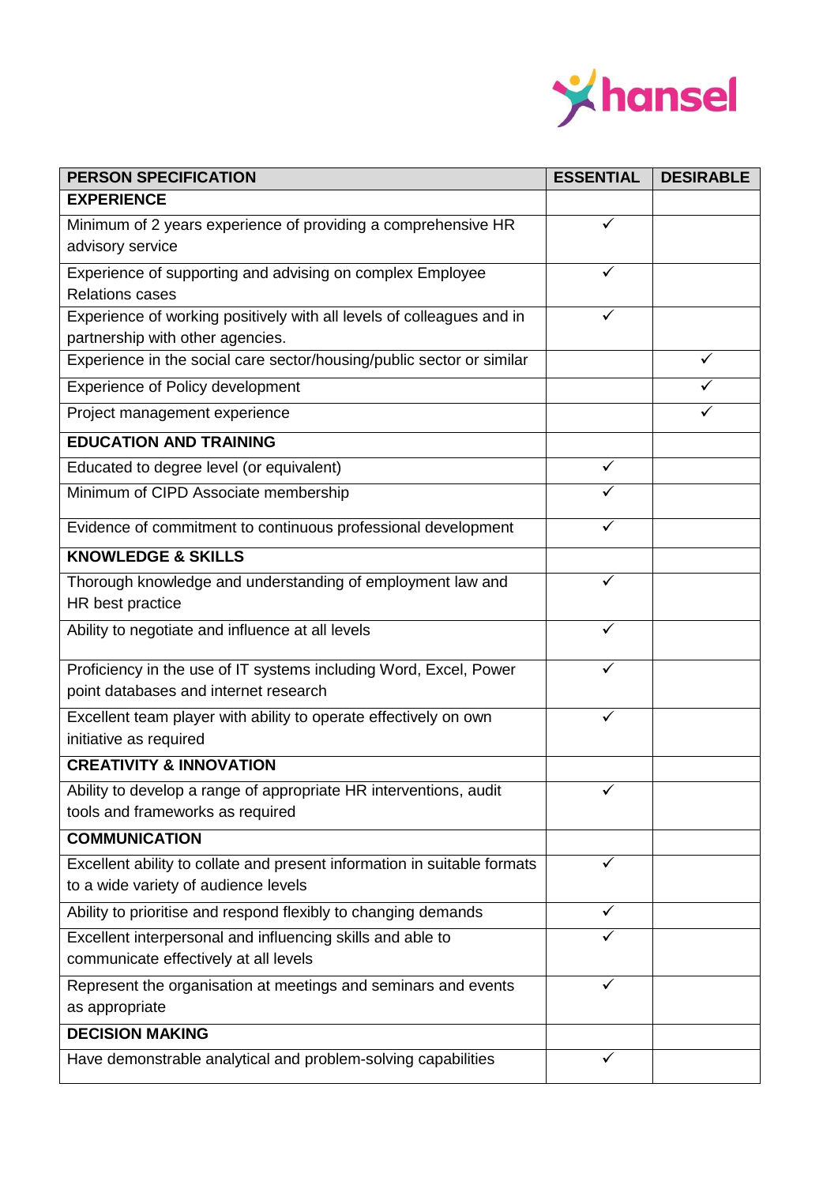| PERSON SPECIFICATION | ESSENTIAL | DESIRABLE |
|---|---|---|
| **EXPERIENCE** | | |
| Minimum of 2 years experience of providing a comprehensive HR advisory service | ✓ | |
| Experience of supporting and advising on complex Employee Relations cases | ✓ | |
| Experience of working positively with all levels of colleagues and in partnership with other agencies. | ✓ | |
| Experience in the social care sector/housing/public sector or similar | | ✓ |
| Experience of Policy development | | ✓ |
| Project management experience | | ✓ |
| **EDUCATION AND TRAINING** | | |
| Educated to degree level (or equivalent) | ✓ | |
| Minimum of CIPD Associate membership | ✓ | |
| Evidence of commitment to continuous professional development | ✓ | |
| **KNOWLEDGE & SKILLS** | | |
| Thorough knowledge and understanding of employment law and HR best practice | ✓ | |
| Ability to negotiate and influence at all levels | ✓ | |
| Proficiency in the use of IT systems including Word, Excel, Power point databases and internet research | ✓ | |
| Excellent team player with ability to operate effectively on own initiative as required | ✓ | |
| **CREATIVITY & INNOVATION** | | |
| Ability to develop a range of appropriate HR interventions, audit tools and frameworks as required | ✓ | |
| **COMMUNICATION** | | |
| Excellent ability to collate and present information in suitable formats to a wide variety of audience levels | ✓ | |
| Ability to prioritise and respond flexibly to changing demands | ✓ | |
| Excellent interpersonal and influencing skills and able to communicate effectively at all levels | ✓ | |
| Represent the organisation at meetings and seminars and events as appropriate | ✓ | |
| **DECISION MAKING** | | |
| Have demonstrable analytical and problem-solving capabilities | ✓ | |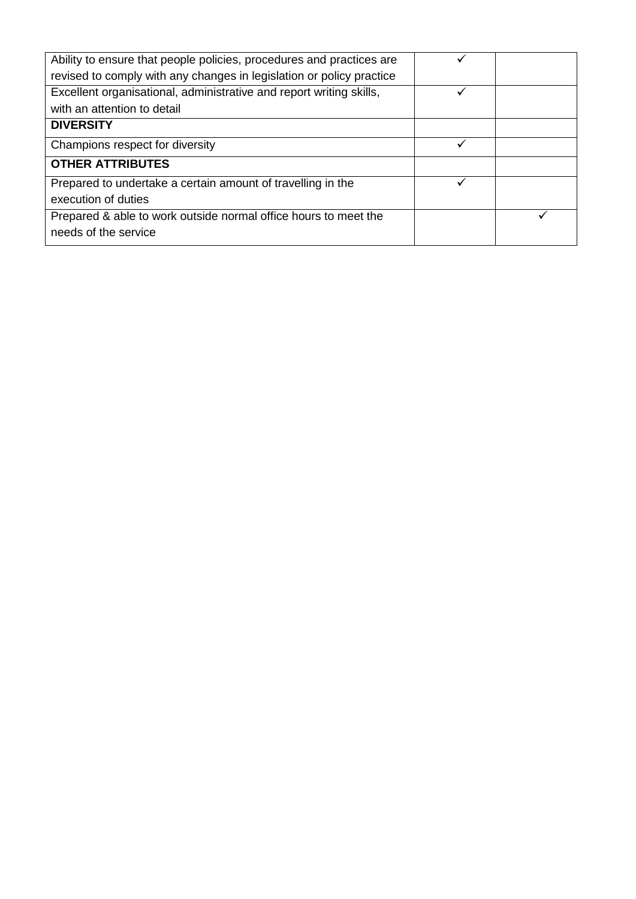| | | |
|---|---|---|
| Ability to ensure that people policies, procedures and practices are revised to comply with any changes in legislation or policy practice | ✓ | |
| Excellent organisational, administrative and report writing skills, with an attention to detail | ✓ | |
| **DIVERSITY** | | |
| Champions respect for diversity | ✓ | |
| **OTHER ATTRIBUTES** | | |
| Prepared to undertake a certain amount of travelling in the execution of duties | ✓ | |
| Prepared & able to work outside normal office hours to meet the needs of the service | | ✓ |